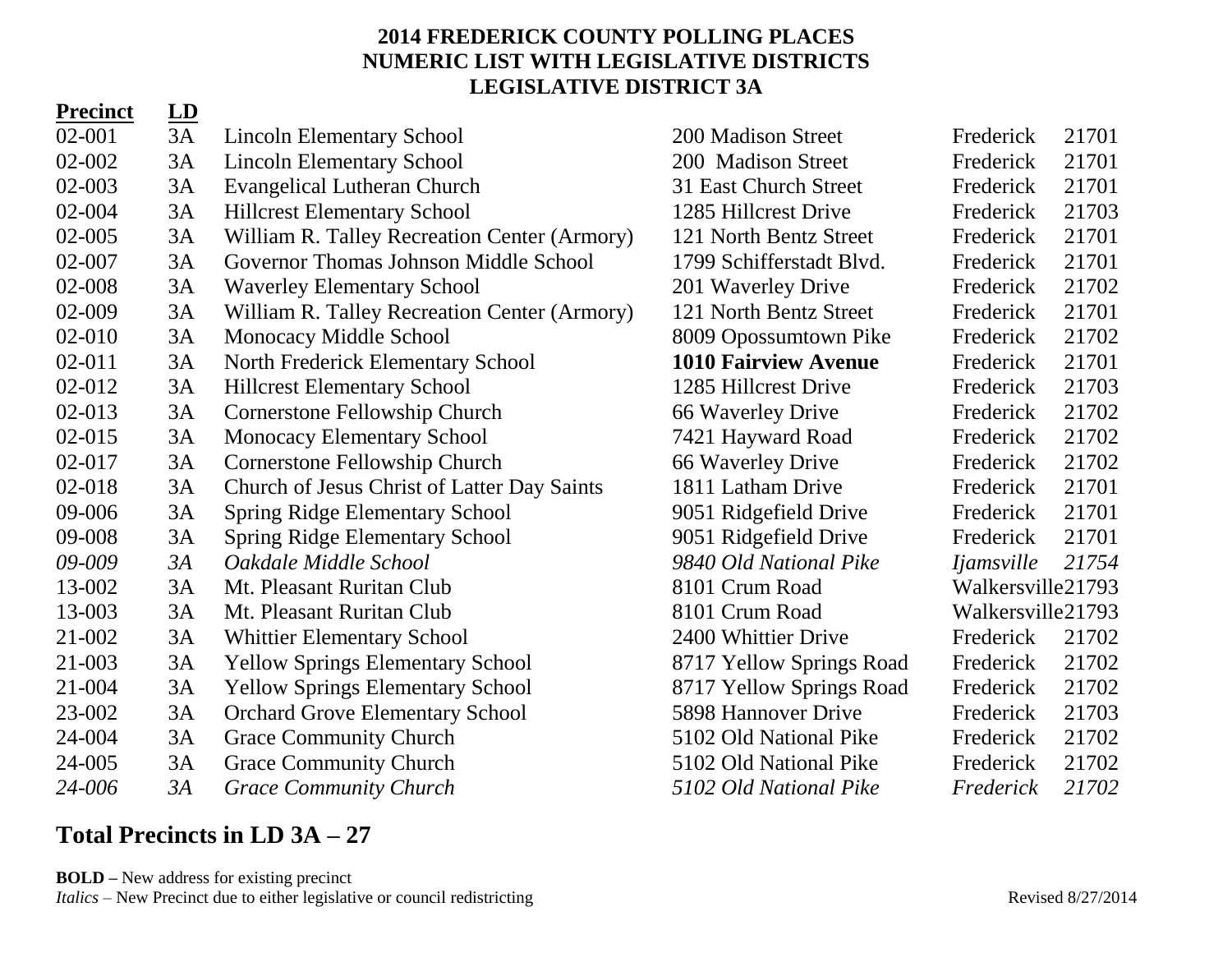# 2014 FREDERICK COUNTY POLLING PLACES
## NUMERIC LIST WITH LEGISLATIVE DISTRICTS
## LEGISLATIVE DISTRICT 3A

| Precinct | LD | | | | |
|---|---|---|---|---|---|
| 02-001 | 3A | Lincoln Elementary School | 200 Madison Street | Frederick | 21701 |
| 02-002 | 3A | Lincoln Elementary School | 200 Madison Street | Frederick | 21701 |
| 02-003 | 3A | Evangelical Lutheran Church | 31 East Church Street | Frederick | 21701 |
| 02-004 | 3A | Hillcrest Elementary School | 1285 Hillcrest Drive | Frederick | 21703 |
| 02-005 | 3A | William R. Talley Recreation Center (Armory) | 121 North Bentz Street | Frederick | 21701 |
| 02-007 | 3A | Governor Thomas Johnson Middle School | 1799 Schifferstadt Blvd. | Frederick | 21701 |
| 02-008 | 3A | Waverley Elementary School | 201 Waverley Drive | Frederick | 21702 |
| 02-009 | 3A | William R. Talley Recreation Center (Armory) | 121 North Bentz Street | Frederick | 21701 |
| 02-010 | 3A | Monocacy Middle School | 8009 Opossumtown Pike | Frederick | 21702 |
| 02-011 | 3A | North Frederick Elementary School | **1010 Fairview Avenue** | Frederick | 21701 |
| 02-012 | 3A | Hillcrest Elementary School | 1285 Hillcrest Drive | Frederick | 21703 |
| 02-013 | 3A | Cornerstone Fellowship Church | 66 Waverley Drive | Frederick | 21702 |
| 02-015 | 3A | Monocacy Elementary School | 7421 Hayward Road | Frederick | 21702 |
| 02-017 | 3A | Cornerstone Fellowship Church | 66 Waverley Drive | Frederick | 21702 |
| 02-018 | 3A | Church of Jesus Christ of Latter Day Saints | 1811 Latham Drive | Frederick | 21701 |
| 09-006 | 3A | Spring Ridge Elementary School | 9051 Ridgefield Drive | Frederick | 21701 |
| 09-008 | 3A | Spring Ridge Elementary School | 9051 Ridgefield Drive | Frederick | 21701 |
| *09-009* | *3A* | *Oakdale Middle School* | *9840 Old National Pike* | *Ijamsville* | *21754* |
| 13-002 | 3A | Mt. Pleasant Ruritan Club | 8101 Crum Road | Walkersville | 21793 |
| 13-003 | 3A | Mt. Pleasant Ruritan Club | 8101 Crum Road | Walkersville | 21793 |
| 21-002 | 3A | Whittier Elementary School | 2400 Whittier Drive | Frederick | 21702 |
| 21-003 | 3A | Yellow Springs Elementary School | 8717 Yellow Springs Road | Frederick | 21702 |
| 21-004 | 3A | Yellow Springs Elementary School | 8717 Yellow Springs Road | Frederick | 21702 |
| 23-002 | 3A | Orchard Grove Elementary School | 5898 Hannover Drive | Frederick | 21703 |
| 24-004 | 3A | Grace Community Church | 5102 Old National Pike | Frederick | 21702 |
| 24-005 | 3A | Grace Community Church | 5102 Old National Pike | Frederick | 21702 |
| *24-006* | *3A* | *Grace Community Church* | *5102 Old National Pike* | *Frederick* | *21702* |

## Total Precincts in LD 3A – 27

**BOLD** – New address for existing precinct
*Italics* – New Precinct due to either legislative or council redistricting

Revised 8/27/2014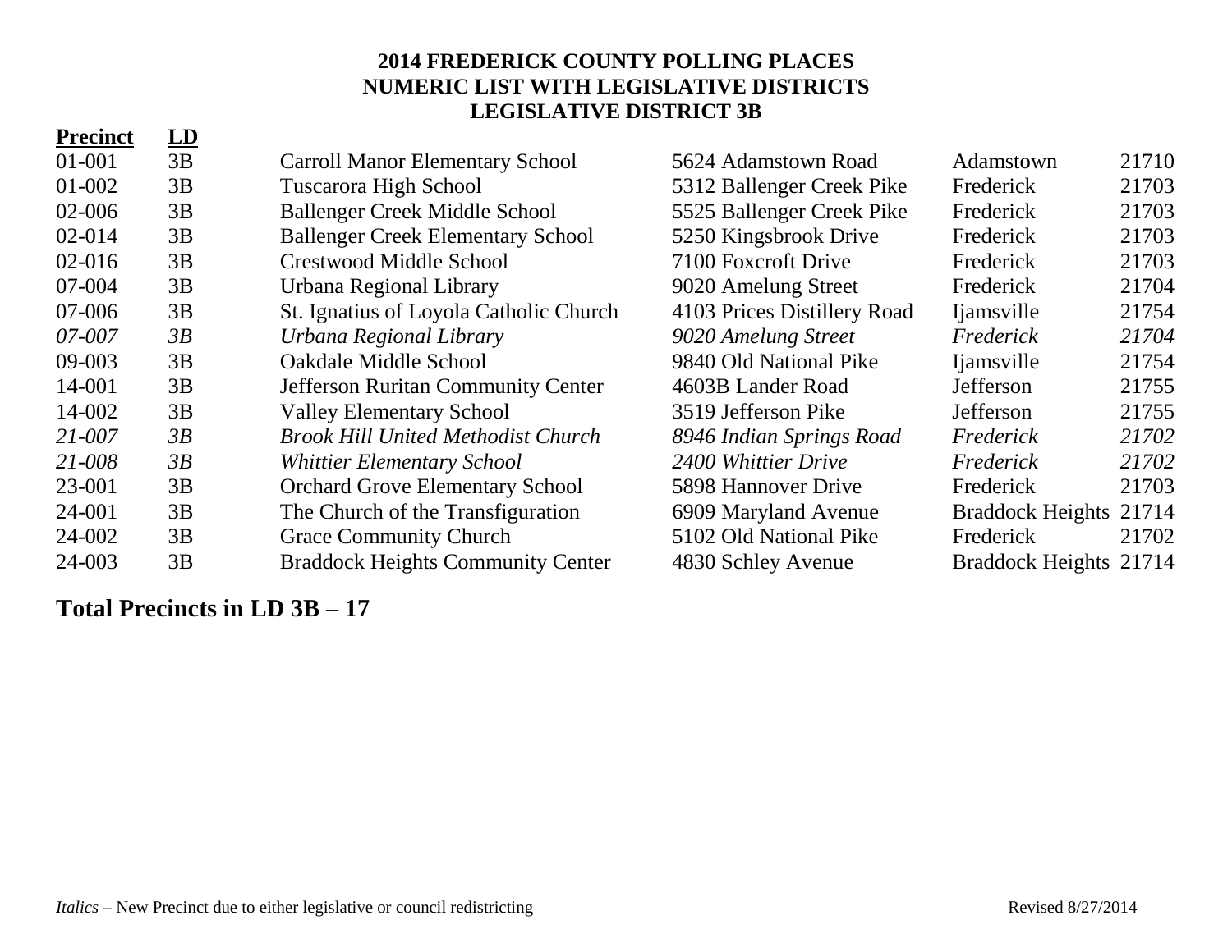**2014 FREDERICK COUNTY POLLING PLACES**
**NUMERIC LIST WITH LEGISLATIVE DISTRICTS**
**LEGISLATIVE DISTRICT 3B**

| **Precinct** | **LD** | | | | |
|---|---|---|---|---|---|
| 01-001 | 3B | Carroll Manor Elementary School | 5624 Adamstown Road | Adamstown | 21710 |
| 01-002 | 3B | Tuscarora High School | 5312 Ballenger Creek Pike | Frederick | 21703 |
| 02-006 | 3B | Ballenger Creek Middle School | 5525 Ballenger Creek Pike | Frederick | 21703 |
| 02-014 | 3B | Ballenger Creek Elementary School | 5250 Kingsbrook Drive | Frederick | 21703 |
| 02-016 | 3B | Crestwood Middle School | 7100 Foxcroft Drive | Frederick | 21703 |
| 07-004 | 3B | Urbana Regional Library | 9020 Amelung Street | Frederick | 21704 |
| 07-006 | 3B | St. Ignatius of Loyola Catholic Church | 4103 Prices Distillery Road | Ijamsville | 21754 |
| *07-007* | *3B* | *Urbana Regional Library* | *9020 Amelung Street* | *Frederick* | *21704* |
| 09-003 | 3B | Oakdale Middle School | 9840 Old National Pike | Ijamsville | 21754 |
| 14-001 | 3B | Jefferson Ruritan Community Center | 4603B Lander Road | Jefferson | 21755 |
| 14-002 | 3B | Valley Elementary School | 3519 Jefferson Pike | Jefferson | 21755 |
| *21-007* | *3B* | *Brook Hill United Methodist Church* | *8946 Indian Springs Road* | *Frederick* | *21702* |
| *21-008* | *3B* | *Whittier Elementary School* | *2400 Whittier Drive* | *Frederick* | *21702* |
| 23-001 | 3B | Orchard Grove Elementary School | 5898 Hannover Drive | Frederick | 21703 |
| 24-001 | 3B | The Church of the Transfiguration | 6909 Maryland Avenue | Braddock Heights | 21714 |
| 24-002 | 3B | Grace Community Church | 5102 Old National Pike | Frederick | 21702 |
| 24-003 | 3B | Braddock Heights Community Center | 4830 Schley Avenue | Braddock Heights | 21714 |

**Total Precincts in LD 3B – 17**

*Italics* – New Precinct due to either legislative or council redistricting

Revised 8/27/2014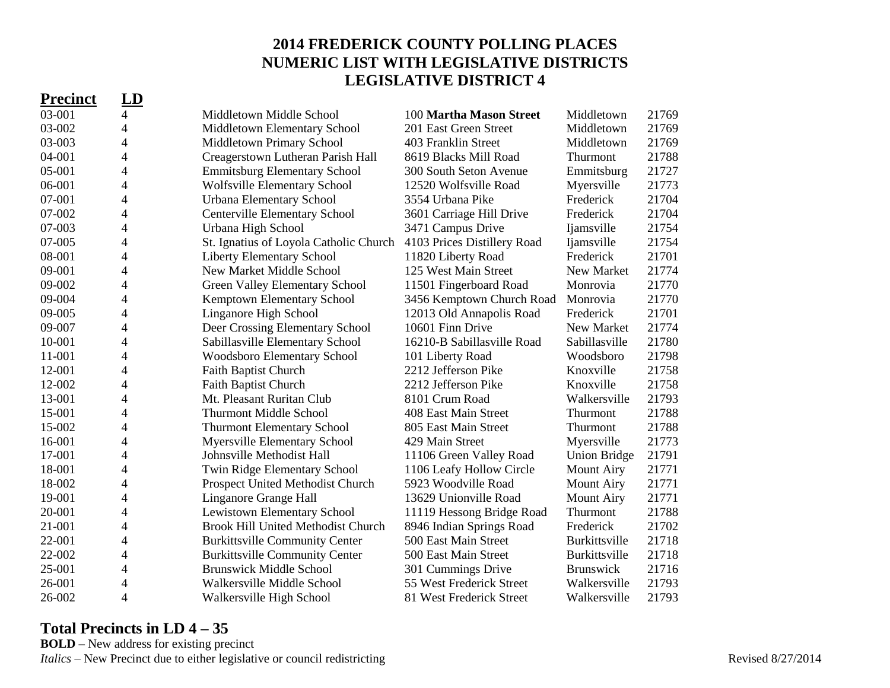# 2014 FREDERICK COUNTY POLLING PLACES
## NUMERIC LIST WITH LEGISLATIVE DISTRICTS
## LEGISLATIVE DISTRICT 4

| Precinct | LD | | | | |
|---|---|---|---|---|---|
| 03-001 | 4 | Middletown Middle School | 100 **Martha Mason Street** | Middletown | 21769 |
| 03-002 | 4 | Middletown Elementary School | 201 East Green Street | Middletown | 21769 |
| 03-003 | 4 | Middletown Primary School | 403 Franklin Street | Middletown | 21769 |
| 04-001 | 4 | Creagerstown Lutheran Parish Hall | 8619 Blacks Mill Road | Thurmont | 21788 |
| 05-001 | 4 | Emmitsburg Elementary School | 300 South Seton Avenue | Emmitsburg | 21727 |
| 06-001 | 4 | Wolfsville Elementary School | 12520 Wolfsville Road | Myersville | 21773 |
| 07-001 | 4 | Urbana Elementary School | 3554 Urbana Pike | Frederick | 21704 |
| 07-002 | 4 | Centerville Elementary School | 3601 Carriage Hill Drive | Frederick | 21704 |
| 07-003 | 4 | Urbana High School | 3471 Campus Drive | Ijamsville | 21754 |
| 07-005 | 4 | St. Ignatius of Loyola Catholic Church | 4103 Prices Distillery Road | Ijamsville | 21754 |
| 08-001 | 4 | Liberty Elementary School | 11820 Liberty Road | Frederick | 21701 |
| 09-001 | 4 | New Market Middle School | 125 West Main Street | New Market | 21774 |
| 09-002 | 4 | Green Valley Elementary School | 11501 Fingerboard Road | Monrovia | 21770 |
| 09-004 | 4 | Kemptown Elementary School | 3456 Kemptown Church Road | Monrovia | 21770 |
| 09-005 | 4 | Linganore High School | 12013 Old Annapolis Road | Frederick | 21701 |
| 09-007 | 4 | Deer Crossing Elementary School | 10601 Finn Drive | New Market | 21774 |
| 10-001 | 4 | Sabillasville Elementary School | 16210-B Sabillasville Road | Sabillasville | 21780 |
| 11-001 | 4 | Woodsboro Elementary School | 101 Liberty Road | Woodsboro | 21798 |
| 12-001 | 4 | Faith Baptist Church | 2212 Jefferson Pike | Knoxville | 21758 |
| 12-002 | 4 | Faith Baptist Church | 2212 Jefferson Pike | Knoxville | 21758 |
| 13-001 | 4 | Mt. Pleasant Ruritan Club | 8101 Crum Road | Walkersville | 21793 |
| 15-001 | 4 | Thurmont Middle School | 408 East Main Street | Thurmont | 21788 |
| 15-002 | 4 | Thurmont Elementary School | 805 East Main Street | Thurmont | 21788 |
| 16-001 | 4 | Myersville Elementary School | 429 Main Street | Myersville | 21773 |
| 17-001 | 4 | Johnsville Methodist Hall | 11106 Green Valley Road | Union Bridge | 21791 |
| 18-001 | 4 | Twin Ridge Elementary School | 1106 Leafy Hollow Circle | Mount Airy | 21771 |
| 18-002 | 4 | Prospect United Methodist Church | 5923 Woodville Road | Mount Airy | 21771 |
| 19-001 | 4 | Linganore Grange Hall | 13629 Unionville Road | Mount Airy | 21771 |
| 20-001 | 4 | Lewistown Elementary School | 11119 Hessong Bridge Road | Thurmont | 21788 |
| 21-001 | 4 | Brook Hill United Methodist Church | 8946 Indian Springs Road | Frederick | 21702 |
| 22-001 | 4 | Burkittsville Community Center | 500 East Main Street | Burkittsville | 21718 |
| 22-002 | 4 | Burkittsville Community Center | 500 East Main Street | Burkittsville | 21718 |
| 25-001 | 4 | Brunswick Middle School | 301 Cummings Drive | Brunswick | 21716 |
| 26-001 | 4 | Walkersville Middle School | 55 West Frederick Street | Walkersville | 21793 |
| 26-002 | 4 | Walkersville High School | 81 West Frederick Street | Walkersville | 21793 |

## Total Precincts in LD 4 – 35

**BOLD** – New address for existing precinct

*Italics* – New Precinct due to either legislative or council redistricting

Revised 8/27/2014